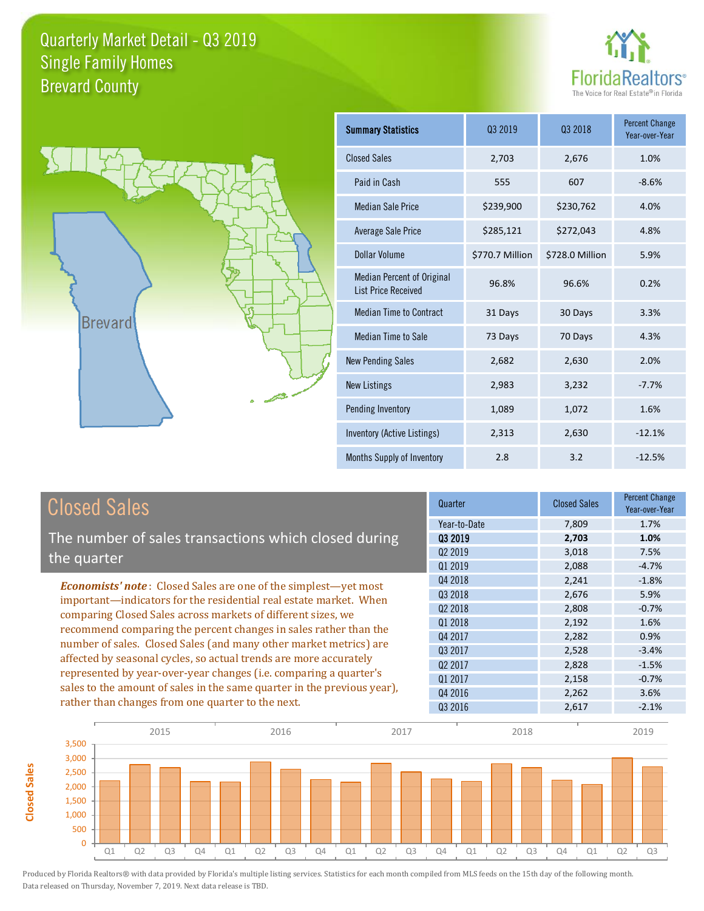# Quarterly Market Detail - Q3 2019
## Single Family Homes
## Brevard County

FloridaRealtors® The Voice for Real Estate® in Florida

| Summary Statistics | Q3 2019 | Q3 2018 | Percent Change Year-over-Year |
|---|---|---|---|
| Closed Sales | 2,703 | 2,676 | 1.0% |
| Paid in Cash | 555 | 607 | -8.6% |
| Median Sale Price | $239,900 | $230,762 | 4.0% |
| Average Sale Price | $285,121 | $272,043 | 4.8% |
| Dollar Volume | $770.7 Million | $728.0 Million | 5.9% |
| Median Percent of Original List Price Received | 96.8% | 96.6% | 0.2% |
| Median Time to Contract | 31 Days | 30 Days | 3.3% |
| Median Time to Sale | 73 Days | 70 Days | 4.3% |
| New Pending Sales | 2,682 | 2,630 | 2.0% |
| New Listings | 2,983 | 3,232 | -7.7% |
| Pending Inventory | 1,089 | 1,072 | 1.6% |
| Inventory (Active Listings) | 2,313 | 2,630 | -12.1% |
| Months Supply of Inventory | 2.8 | 3.2 | -12.5% |

## Closed Sales

The number of sales transactions which closed during the quarter

***Economists' note***: Closed Sales are one of the simplest—yet most important—indicators for the residential real estate market. When comparing Closed Sales across markets of different sizes, we recommend comparing the percent changes in sales rather than the number of sales. Closed Sales (and many other market metrics) are affected by seasonal cycles, so actual trends are more accurately represented by year-over-year changes (i.e. comparing a quarter's sales to the amount of sales in the same quarter in the previous year), rather than changes from one quarter to the next.

| Quarter | Closed Sales | Percent Change Year-over-Year |
|---|---|---|
| Year-to-Date | 7,809 | 1.7% |
| **Q3 2019** | **2,703** | **1.0%** |
| Q2 2019 | 3,018 | 7.5% |
| Q1 2019 | 2,088 | -4.7% |
| Q4 2018 | 2,241 | -1.8% |
| Q3 2018 | 2,676 | 5.9% |
| Q2 2018 | 2,808 | -0.7% |
| Q1 2018 | 2,192 | 1.6% |
| Q4 2017 | 2,282 | 0.9% |
| Q3 2017 | 2,528 | -3.4% |
| Q2 2017 | 2,828 | -1.5% |
| Q1 2017 | 2,158 | -0.7% |
| Q4 2016 | 2,262 | 3.6% |
| Q3 2016 | 2,617 | -2.1% |

Produced by Florida Realtors® with data provided by Florida's multiple listing services. Statistics for each month compiled from MLS feeds on the 15th day of the following month. Data released on Thursday, November 7, 2019. Next data release is TBD.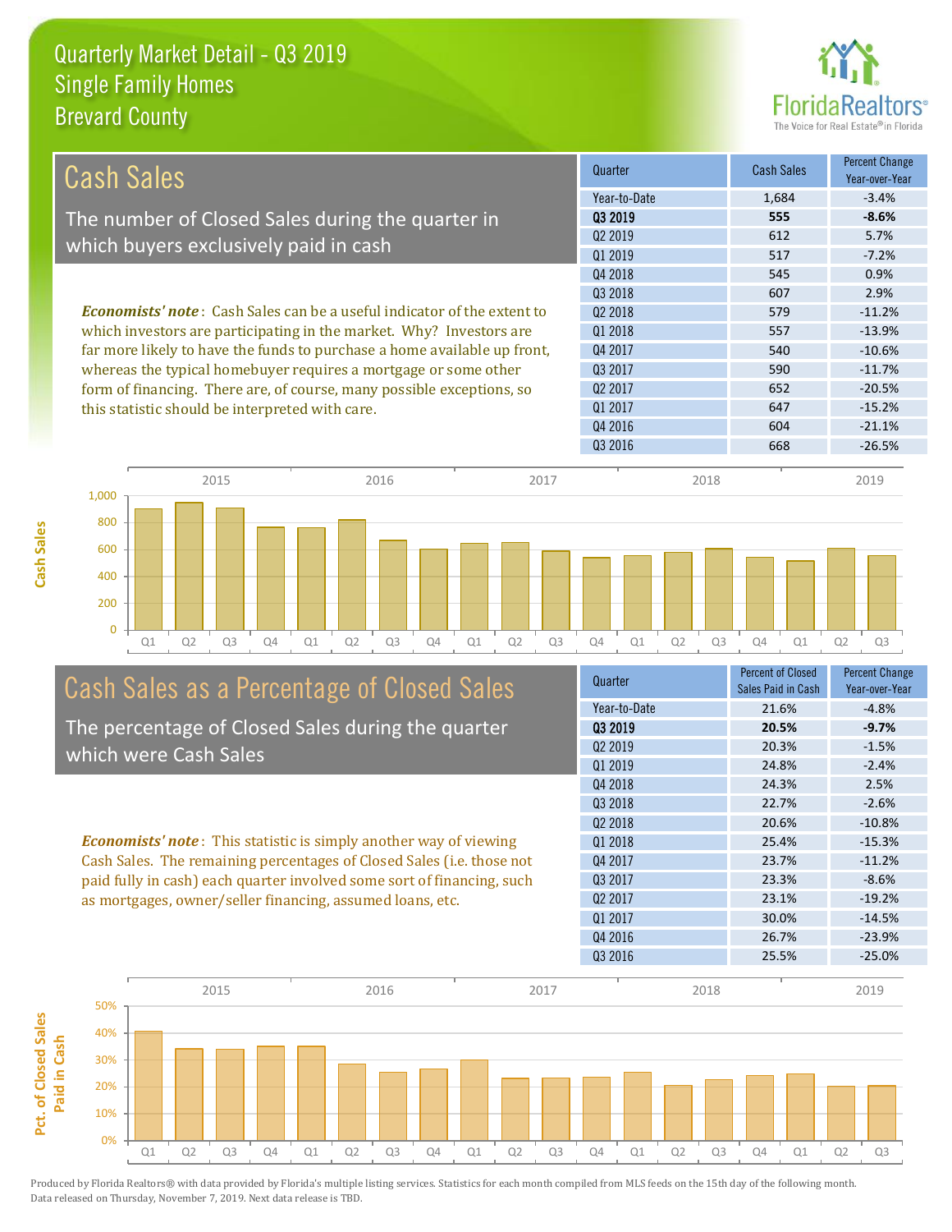# Quarterly Market Detail - Q3 2019
## Single Family Homes
## Brevard County

## Cash Sales

The number of Closed Sales during the quarter in which buyers exclusively paid in cash

*Economists' note*: Cash Sales can be a useful indicator of the extent to which investors are participating in the market. Why? Investors are far more likely to have the funds to purchase a home available up front, whereas the typical homebuyer requires a mortgage or some other form of financing. There are, of course, many possible exceptions, so this statistic should be interpreted with care.

| Quarter | Cash Sales | Percent Change Year-over-Year |
|---|---|---|
| Year-to-Date | 1,684 | -3.4% |
| **Q3 2019** | **555** | **-8.6%** |
| Q2 2019 | 612 | 5.7% |
| Q1 2019 | 517 | -7.2% |
| Q4 2018 | 545 | 0.9% |
| Q3 2018 | 607 | 2.9% |
| Q2 2018 | 579 | -11.2% |
| Q1 2018 | 557 | -13.9% |
| Q4 2017 | 540 | -10.6% |
| Q3 2017 | 590 | -11.7% |
| Q2 2017 | 652 | -20.5% |
| Q1 2017 | 647 | -15.2% |
| Q4 2016 | 604 | -21.1% |
| Q3 2016 | 668 | -26.5% |

## Cash Sales as a Percentage of Closed Sales

The percentage of Closed Sales during the quarter which were Cash Sales

*Economists' note*: This statistic is simply another way of viewing Cash Sales. The remaining percentages of Closed Sales (i.e. those not paid fully in cash) each quarter involved some sort of financing, such as mortgages, owner/seller financing, assumed loans, etc.

| Quarter | Percent of Closed Sales Paid in Cash | Percent Change Year-over-Year |
|---|---|---|
| Year-to-Date | 21.6% | -4.8% |
| **Q3 2019** | **20.5%** | **-9.7%** |
| Q2 2019 | 20.3% | -1.5% |
| Q1 2019 | 24.8% | -2.4% |
| Q4 2018 | 24.3% | 2.5% |
| Q3 2018 | 22.7% | -2.6% |
| Q2 2018 | 20.6% | -10.8% |
| Q1 2018 | 25.4% | -15.3% |
| Q4 2017 | 23.7% | -11.2% |
| Q3 2017 | 23.3% | -8.6% |
| Q2 2017 | 23.1% | -19.2% |
| Q1 2017 | 30.0% | -14.5% |
| Q4 2016 | 26.7% | -23.9% |
| Q3 2016 | 25.5% | -25.0% |

Produced by Florida Realtors® with data provided by Florida's multiple listing services. Statistics for each month compiled from MLS feeds on the 15th day of the following month. Data released on Thursday, November 7, 2019. Next data release is TBD.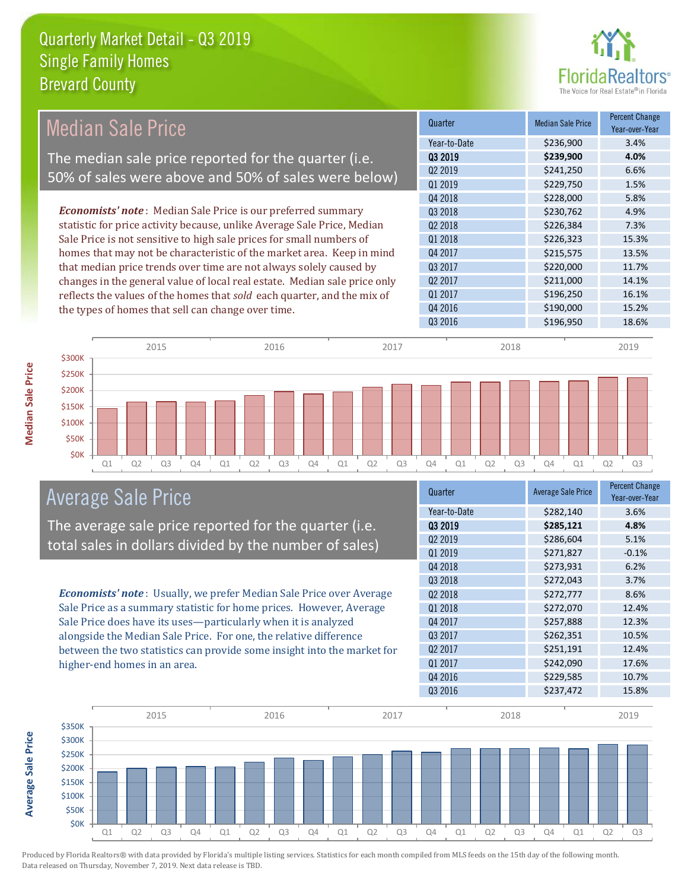# Quarterly Market Detail - Q3 2019
## Single Family Homes
## Brevard County

## Median Sale Price

The median sale price reported for the quarter (i.e. 50% of sales were above and 50% of sales were below)

*Economists' note*: Median Sale Price is our preferred summary statistic for price activity because, unlike Average Sale Price, Median Sale Price is not sensitive to high sale prices for small numbers of homes that may not be characteristic of the market area. Keep in mind that median price trends over time are not always solely caused by changes in the general value of local real estate. Median sale price only reflects the values of the homes that *sold* each quarter, and the mix of the types of homes that sell can change over time.

| Quarter | Median Sale Price | Percent Change Year-over-Year |
|---|---|---|
| Year-to-Date | $236,900 | 3.4% |
| **Q3 2019** | **$239,900** | **4.0%** |
| Q2 2019 | $241,250 | 6.6% |
| Q1 2019 | $229,750 | 1.5% |
| Q4 2018 | $228,000 | 5.8% |
| Q3 2018 | $230,762 | 4.9% |
| Q2 2018 | $226,384 | 7.3% |
| Q1 2018 | $226,323 | 15.3% |
| Q4 2017 | $215,575 | 13.5% |
| Q3 2017 | $220,000 | 11.7% |
| Q2 2017 | $211,000 | 14.1% |
| Q1 2017 | $196,250 | 16.1% |
| Q4 2016 | $190,000 | 15.2% |
| Q3 2016 | $196,950 | 18.6% |

## Average Sale Price

The average sale price reported for the quarter (i.e. total sales in dollars divided by the number of sales)

*Economists' note*: Usually, we prefer Median Sale Price over Average Sale Price as a summary statistic for home prices. However, Average Sale Price does have its uses—particularly when it is analyzed alongside the Median Sale Price. For one, the relative difference between the two statistics can provide some insight into the market for higher-end homes in an area.

| Quarter | Average Sale Price | Percent Change Year-over-Year |
|---|---|---|
| Year-to-Date | $282,140 | 3.6% |
| **Q3 2019** | **$285,121** | **4.8%** |
| Q2 2019 | $286,604 | 5.1% |
| Q1 2019 | $271,827 | -0.1% |
| Q4 2018 | $273,931 | 6.2% |
| Q3 2018 | $272,043 | 3.7% |
| Q2 2018 | $272,777 | 8.6% |
| Q1 2018 | $272,070 | 12.4% |
| Q4 2017 | $257,888 | 12.3% |
| Q3 2017 | $262,351 | 10.5% |
| Q2 2017 | $251,191 | 12.4% |
| Q1 2017 | $242,090 | 17.6% |
| Q4 2016 | $229,585 | 10.7% |
| Q3 2016 | $237,472 | 15.8% |

Produced by Florida Realtors® with data provided by Florida's multiple listing services. Statistics for each month compiled from MLS feeds on the 15th day of the following month. Data released on Thursday, November 7, 2019. Next data release is TBD.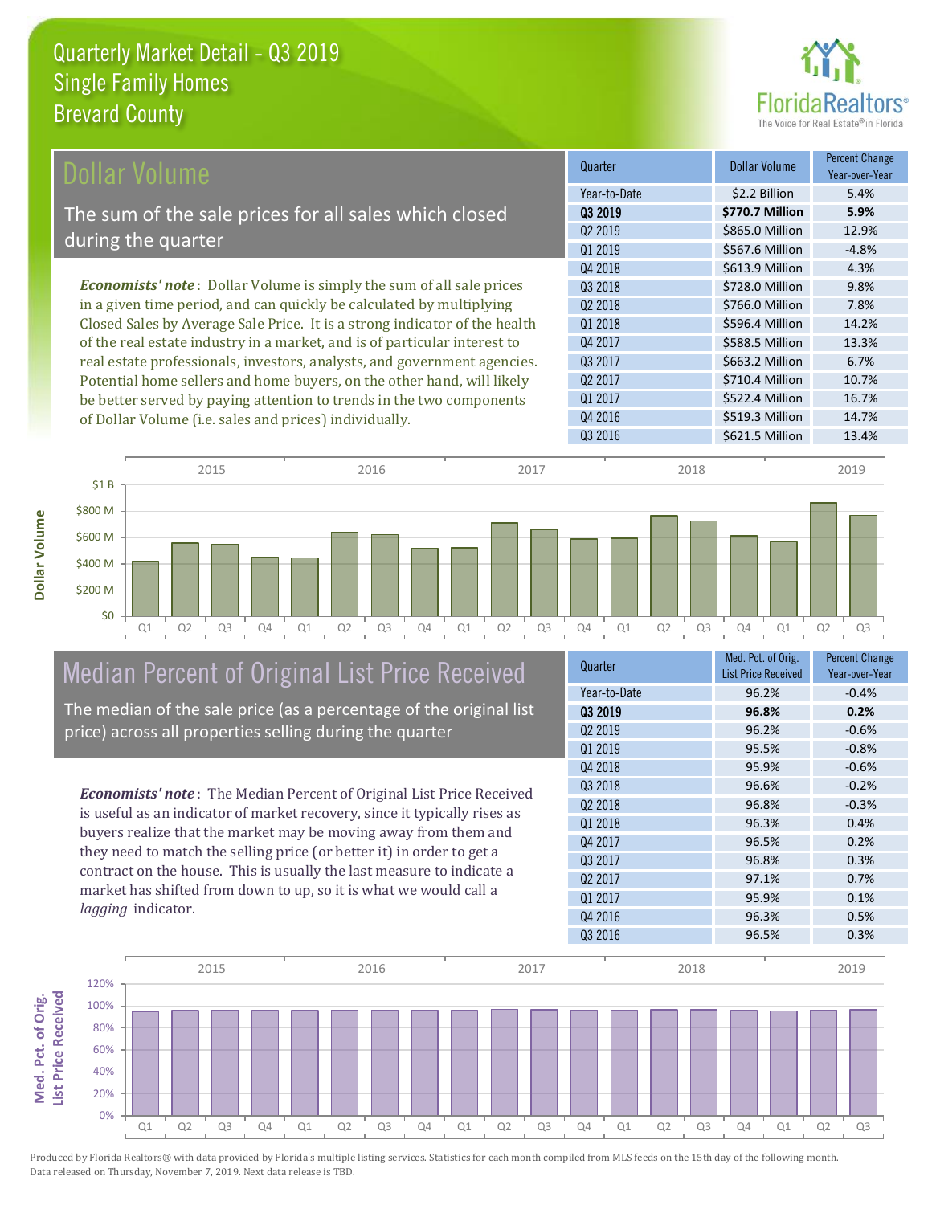# Quarterly Market Detail - Q3 2019
## Single Family Homes
## Brevard County

## Dollar Volume

The sum of the sale prices for all sales which closed during the quarter

*Economists' note*: Dollar Volume is simply the sum of all sale prices in a given time period, and can quickly be calculated by multiplying Closed Sales by Average Sale Price. It is a strong indicator of the health of the real estate industry in a market, and is of particular interest to real estate professionals, investors, analysts, and government agencies. Potential home sellers and home buyers, on the other hand, will likely be better served by paying attention to trends in the two components of Dollar Volume (i.e. sales and prices) individually.

| Quarter | Dollar Volume | Percent Change Year-over-Year |
|---|---|---|
| Year-to-Date | $2.2 Billion | 5.4% |
| **Q3 2019** | **$770.7 Million** | **5.9%** |
| Q2 2019 | $865.0 Million | 12.9% |
| Q1 2019 | $567.6 Million | -4.8% |
| Q4 2018 | $613.9 Million | 4.3% |
| Q3 2018 | $728.0 Million | 9.8% |
| Q2 2018 | $766.0 Million | 7.8% |
| Q1 2018 | $596.4 Million | 14.2% |
| Q4 2017 | $588.5 Million | 13.3% |
| Q3 2017 | $663.2 Million | 6.7% |
| Q2 2017 | $710.4 Million | 10.7% |
| Q1 2017 | $522.4 Million | 16.7% |
| Q4 2016 | $519.3 Million | 14.7% |
| Q3 2016 | $621.5 Million | 13.4% |

## Median Percent of Original List Price Received

The median of the sale price (as a percentage of the original list price) across all properties selling during the quarter

*Economists' note*: The Median Percent of Original List Price Received is useful as an indicator of market recovery, since it typically rises as buyers realize that the market may be moving away from them and they need to match the selling price (or better it) in order to get a contract on the house. This is usually the last measure to indicate a market has shifted from down to up, so it is what we would call a *lagging* indicator.

| Quarter | Med. Pct. of Orig. List Price Received | Percent Change Year-over-Year |
|---|---|---|
| Year-to-Date | 96.2% | -0.4% |
| **Q3 2019** | **96.8%** | **0.2%** |
| Q2 2019 | 96.2% | -0.6% |
| Q1 2019 | 95.5% | -0.8% |
| Q4 2018 | 95.9% | -0.6% |
| Q3 2018 | 96.6% | -0.2% |
| Q2 2018 | 96.8% | -0.3% |
| Q1 2018 | 96.3% | 0.4% |
| Q4 2017 | 96.5% | 0.2% |
| Q3 2017 | 96.8% | 0.3% |
| Q2 2017 | 97.1% | 0.7% |
| Q1 2017 | 95.9% | 0.1% |
| Q4 2016 | 96.3% | 0.5% |
| Q3 2016 | 96.5% | 0.3% |

Produced by Florida Realtors® with data provided by Florida's multiple listing services. Statistics for each month compiled from MLS feeds on the 15th day of the following month. Data released on Thursday, November 7, 2019. Next data release is TBD.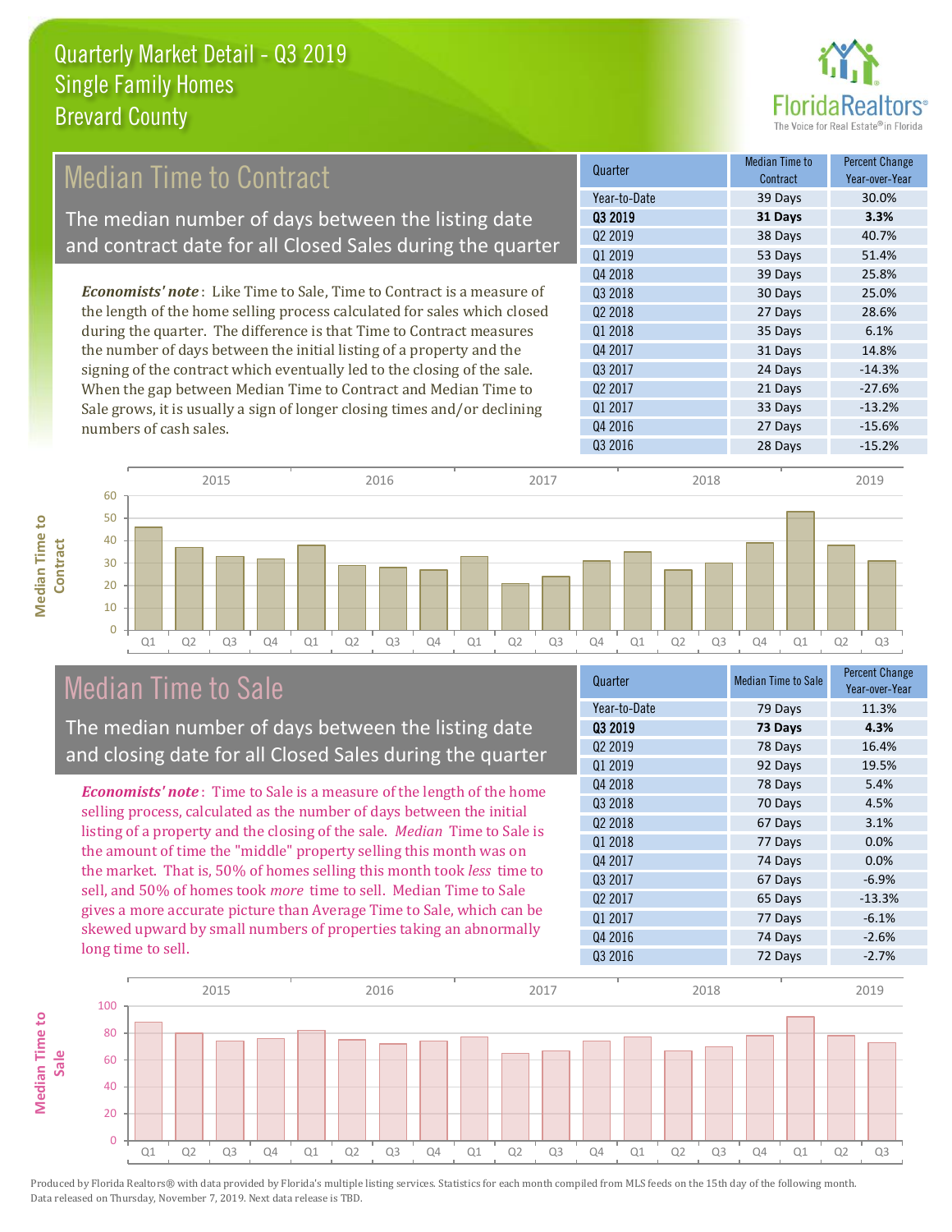# Quarterly Market Detail - Q3 2019
## Single Family Homes
## Brevard County

## Median Time to Contract

The median number of days between the listing date and contract date for all Closed Sales during the quarter

*Economists' note*: Like Time to Sale, Time to Contract is a measure of the length of the home selling process calculated for sales which closed during the quarter. The difference is that Time to Contract measures the number of days between the initial listing of a property and the signing of the contract which eventually led to the closing of the sale. When the gap between Median Time to Contract and Median Time to Sale grows, it is usually a sign of longer closing times and/or declining numbers of cash sales.

| Quarter | Median Time to Contract | Percent Change Year-over-Year |
|---|---|---|
| Year-to-Date | 39 Days | 30.0% |
| **Q3 2019** | **31 Days** | **3.3%** |
| Q2 2019 | 38 Days | 40.7% |
| Q1 2019 | 53 Days | 51.4% |
| Q4 2018 | 39 Days | 25.8% |
| Q3 2018 | 30 Days | 25.0% |
| Q2 2018 | 27 Days | 28.6% |
| Q1 2018 | 35 Days | 6.1% |
| Q4 2017 | 31 Days | 14.8% |
| Q3 2017 | 24 Days | -14.3% |
| Q2 2017 | 21 Days | -27.6% |
| Q1 2017 | 33 Days | -13.2% |
| Q4 2016 | 27 Days | -15.6% |
| Q3 2016 | 28 Days | -15.2% |

## Median Time to Sale

The median number of days between the listing date and closing date for all Closed Sales during the quarter

*Economists' note*: Time to Sale is a measure of the length of the home selling process, calculated as the number of days between the initial listing of a property and the closing of the sale. *Median* Time to Sale is the amount of time the "middle" property selling this month was on the market. That is, 50% of homes selling this month took *less* time to sell, and 50% of homes took *more* time to sell. Median Time to Sale gives a more accurate picture than Average Time to Sale, which can be skewed upward by small numbers of properties taking an abnormally long time to sell.

| Quarter | Median Time to Sale | Percent Change Year-over-Year |
|---|---|---|
| Year-to-Date | 79 Days | 11.3% |
| **Q3 2019** | **73 Days** | **4.3%** |
| Q2 2019 | 78 Days | 16.4% |
| Q1 2019 | 92 Days | 19.5% |
| Q4 2018 | 78 Days | 5.4% |
| Q3 2018 | 70 Days | 4.5% |
| Q2 2018 | 67 Days | 3.1% |
| Q1 2018 | 77 Days | 0.0% |
| Q4 2017 | 74 Days | 0.0% |
| Q3 2017 | 67 Days | -6.9% |
| Q2 2017 | 65 Days | -13.3% |
| Q1 2017 | 77 Days | -6.1% |
| Q4 2016 | 74 Days | -2.6% |
| Q3 2016 | 72 Days | -2.7% |

Produced by Florida Realtors® with data provided by Florida's multiple listing services. Statistics for each month compiled from MLS feeds on the 15th day of the following month. Data released on Thursday, November 7, 2019. Next data release is TBD.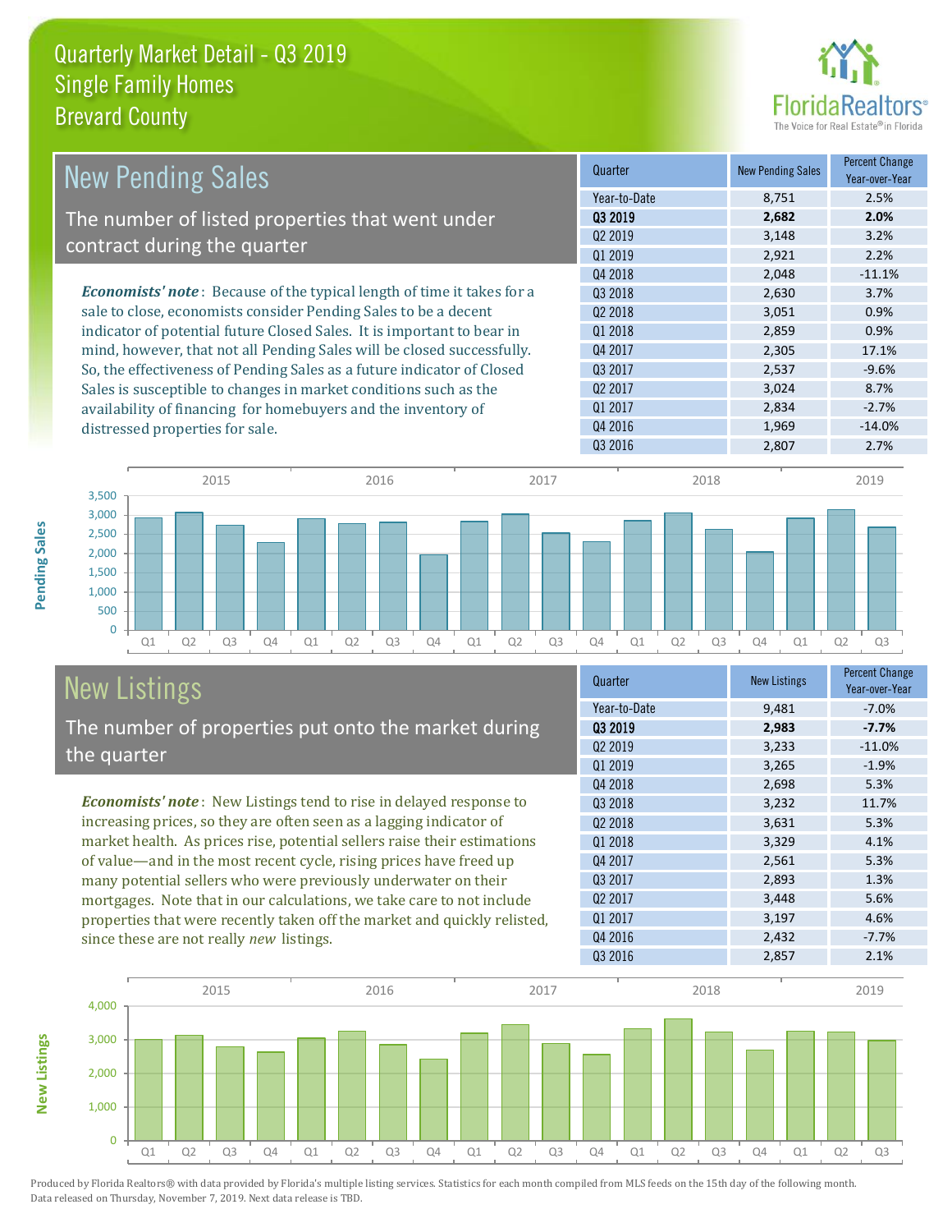# Quarterly Market Detail - Q3 2019
## Single Family Homes
## Brevard County

## New Pending Sales

The number of listed properties that went under contract during the quarter

***Economists' note***: Because of the typical length of time it takes for a sale to close, economists consider Pending Sales to be a decent indicator of potential future Closed Sales. It is important to bear in mind, however, that not all Pending Sales will be closed successfully. So, the effectiveness of Pending Sales as a future indicator of Closed Sales is susceptible to changes in market conditions such as the availability of financing for homebuyers and the inventory of distressed properties for sale.

| Quarter | New Pending Sales | Percent Change Year-over-Year |
|---|---|---|
| Year-to-Date | 8,751 | 2.5% |
| **Q3 2019** | **2,682** | **2.0%** |
| Q2 2019 | 3,148 | 3.2% |
| Q1 2019 | 2,921 | 2.2% |
| Q4 2018 | 2,048 | -11.1% |
| Q3 2018 | 2,630 | 3.7% |
| Q2 2018 | 3,051 | 0.9% |
| Q1 2018 | 2,859 | 0.9% |
| Q4 2017 | 2,305 | 17.1% |
| Q3 2017 | 2,537 | -9.6% |
| Q2 2017 | 3,024 | 8.7% |
| Q1 2017 | 2,834 | -2.7% |
| Q4 2016 | 1,969 | -14.0% |
| Q3 2016 | 2,807 | 2.7% |

## New Listings

The number of properties put onto the market during the quarter

***Economists' note***: New Listings tend to rise in delayed response to increasing prices, so they are often seen as a lagging indicator of market health. As prices rise, potential sellers raise their estimations of value—and in the most recent cycle, rising prices have freed up many potential sellers who were previously underwater on their mortgages. Note that in our calculations, we take care to not include properties that were recently taken off the market and quickly relisted, since these are not really *new* listings.

| Quarter | New Listings | Percent Change Year-over-Year |
|---|---|---|
| Year-to-Date | 9,481 | -7.0% |
| **Q3 2019** | **2,983** | **-7.7%** |
| Q2 2019 | 3,233 | -11.0% |
| Q1 2019 | 3,265 | -1.9% |
| Q4 2018 | 2,698 | 5.3% |
| Q3 2018 | 3,232 | 11.7% |
| Q2 2018 | 3,631 | 5.3% |
| Q1 2018 | 3,329 | 4.1% |
| Q4 2017 | 2,561 | 5.3% |
| Q3 2017 | 2,893 | 1.3% |
| Q2 2017 | 3,448 | 5.6% |
| Q1 2017 | 3,197 | 4.6% |
| Q4 2016 | 2,432 | -7.7% |
| Q3 2016 | 2,857 | 2.1% |

Produced by Florida Realtors® with data provided by Florida's multiple listing services. Statistics for each month compiled from MLS feeds on the 15th day of the following month. Data released on Thursday, November 7, 2019. Next data release is TBD.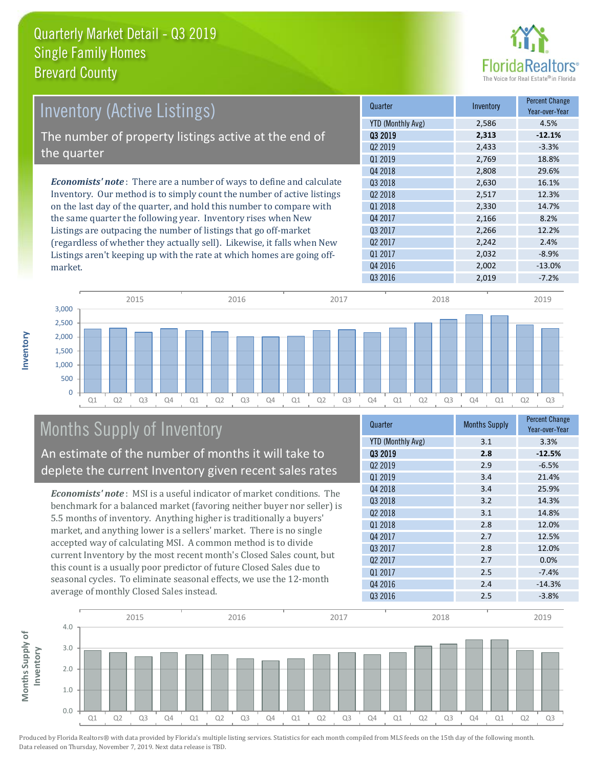# Quarterly Market Detail - Q3 2019
## Single Family Homes
## Brevard County

## Inventory (Active Listings)

The number of property listings active at the end of the quarter

*Economists' note*: There are a number of ways to define and calculate Inventory. Our method is to simply count the number of active listings on the last day of the quarter, and hold this number to compare with the same quarter the following year. Inventory rises when New Listings are outpacing the number of listings that go off-market (regardless of whether they actually sell). Likewise, it falls when New Listings aren't keeping up with the rate at which homes are going off-market.

| Quarter | Inventory | Percent Change Year-over-Year |
|---|---|---|
| YTD (Monthly Avg) | 2,586 | 4.5% |
| **Q3 2019** | **2,313** | **-12.1%** |
| Q2 2019 | 2,433 | -3.3% |
| Q1 2019 | 2,769 | 18.8% |
| Q4 2018 | 2,808 | 29.6% |
| Q3 2018 | 2,630 | 16.1% |
| Q2 2018 | 2,517 | 12.3% |
| Q1 2018 | 2,330 | 14.7% |
| Q4 2017 | 2,166 | 8.2% |
| Q3 2017 | 2,266 | 12.2% |
| Q2 2017 | 2,242 | 2.4% |
| Q1 2017 | 2,032 | -8.9% |
| Q4 2016 | 2,002 | -13.0% |
| Q3 2016 | 2,019 | -7.2% |

## Months Supply of Inventory

An estimate of the number of months it will take to deplete the current Inventory given recent sales rates

*Economists' note*: MSI is a useful indicator of market conditions. The benchmark for a balanced market (favoring neither buyer nor seller) is 5.5 months of inventory. Anything higher is traditionally a buyers' market, and anything lower is a sellers' market. There is no single accepted way of calculating MSI. A common method is to divide current Inventory by the most recent month's Closed Sales count, but this count is a usually poor predictor of future Closed Sales due to seasonal cycles. To eliminate seasonal effects, we use the 12-month average of monthly Closed Sales instead.

| Quarter | Months Supply | Percent Change Year-over-Year |
|---|---|---|
| YTD (Monthly Avg) | 3.1 | 3.3% |
| **Q3 2019** | **2.8** | **-12.5%** |
| Q2 2019 | 2.9 | -6.5% |
| Q1 2019 | 3.4 | 21.4% |
| Q4 2018 | 3.4 | 25.9% |
| Q3 2018 | 3.2 | 14.3% |
| Q2 2018 | 3.1 | 14.8% |
| Q1 2018 | 2.8 | 12.0% |
| Q4 2017 | 2.7 | 12.5% |
| Q3 2017 | 2.8 | 12.0% |
| Q2 2017 | 2.7 | 0.0% |
| Q1 2017 | 2.5 | -7.4% |
| Q4 2016 | 2.4 | -14.3% |
| Q3 2016 | 2.5 | -3.8% |

Produced by Florida Realtors® with data provided by Florida's multiple listing services. Statistics for each month compiled from MLS feeds on the 15th day of the following month. Data released on Thursday, November 7, 2019. Next data release is TBD.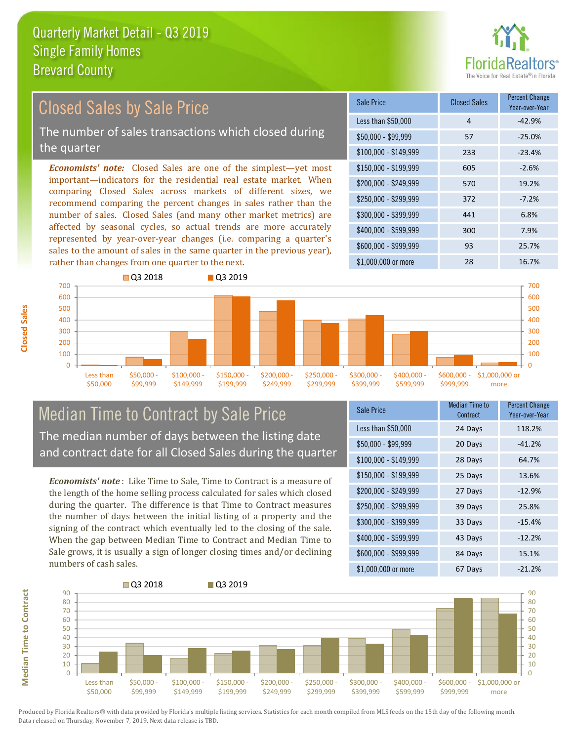# Quarterly Market Detail - Q3 2019
## Single Family Homes
## Brevard County

## Closed Sales by Sale Price

The number of sales transactions which closed during the quarter

*Economists' note:* Closed Sales are one of the simplest—yet most important—indicators for the residential real estate market. When comparing Closed Sales across markets of different sizes, we recommend comparing the percent changes in sales rather than the number of sales. Closed Sales (and many other market metrics) are affected by seasonal cycles, so actual trends are more accurately represented by year-over-year changes (i.e. comparing a quarter's sales to the amount of sales in the same quarter in the previous year), rather than changes from one quarter to the next.

| Sale Price | Closed Sales | Percent Change Year-over-Year |
|---|---|---|
| Less than $50,000 | 4 | -42.9% |
| $50,000 - $99,999 | 57 | -25.0% |
| $100,000 - $149,999 | 233 | -23.4% |
| $150,000 - $199,999 | 605 | -2.6% |
| $200,000 - $249,999 | 570 | 19.2% |
| $250,000 - $299,999 | 372 | -7.2% |
| $300,000 - $399,999 | 441 | 6.8% |
| $400,000 - $599,999 | 300 | 7.9% |
| $600,000 - $999,999 | 93 | 25.7% |
| $1,000,000 or more | 28 | 16.7% |

## Median Time to Contract by Sale Price

The median number of days between the listing date and contract date for all Closed Sales during the quarter

*Economists' note*: Like Time to Sale, Time to Contract is a measure of the length of the home selling process calculated for sales which closed during the quarter. The difference is that Time to Contract measures the number of days between the initial listing of a property and the signing of the contract which eventually led to the closing of the sale. When the gap between Median Time to Contract and Median Time to Sale grows, it is usually a sign of longer closing times and/or declining numbers of cash sales.

| Sale Price | Median Time to Contract | Percent Change Year-over-Year |
|---|---|---|
| Less than $50,000 | 24 Days | 118.2% |
| $50,000 - $99,999 | 20 Days | -41.2% |
| $100,000 - $149,999 | 28 Days | 64.7% |
| $150,000 - $199,999 | 25 Days | 13.6% |
| $200,000 - $249,999 | 27 Days | -12.9% |
| $250,000 - $299,999 | 39 Days | 25.8% |
| $300,000 - $399,999 | 33 Days | -15.4% |
| $400,000 - $599,999 | 43 Days | -12.2% |
| $600,000 - $999,999 | 84 Days | 15.1% |
| $1,000,000 or more | 67 Days | -21.2% |

Produced by Florida Realtors® with data provided by Florida's multiple listing services. Statistics for each month compiled from MLS feeds on the 15th day of the following month. Data released on Thursday, November 7, 2019. Next data release is TBD.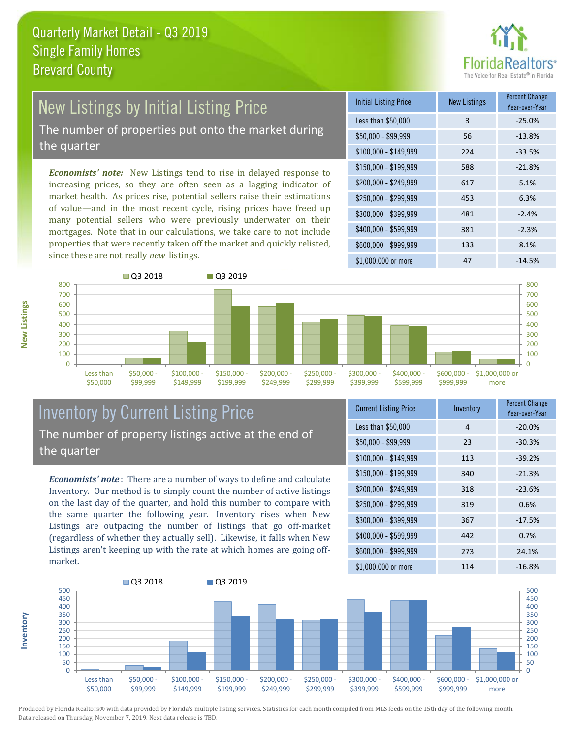Quarterly Market Detail - Q3 2019
Single Family Homes
Brevard County

## New Listings by Initial Listing Price

The number of properties put onto the market during the quarter

*Economists' note:* New Listings tend to rise in delayed response to increasing prices, so they are often seen as a lagging indicator of market health. As prices rise, potential sellers raise their estimations of value—and in the most recent cycle, rising prices have freed up many potential sellers who were previously underwater on their mortgages. Note that in our calculations, we take care to not include properties that were recently taken off the market and quickly relisted, since these are not really *new* listings.

| Initial Listing Price | New Listings | Percent Change Year-over-Year |
|---|---|---|
| Less than $50,000 | 3 | -25.0% |
| $50,000 - $99,999 | 56 | -13.8% |
| $100,000 - $149,999 | 224 | -33.5% |
| $150,000 - $199,999 | 588 | -21.8% |
| $200,000 - $249,999 | 617 | 5.1% |
| $250,000 - $299,999 | 453 | 6.3% |
| $300,000 - $399,999 | 481 | -2.4% |
| $400,000 - $599,999 | 381 | -2.3% |
| $600,000 - $999,999 | 133 | 8.1% |
| $1,000,000 or more | 47 | -14.5% |

## Inventory by Current Listing Price

The number of property listings active at the end of the quarter

*Economists' note*: There are a number of ways to define and calculate Inventory. Our method is to simply count the number of active listings on the last day of the quarter, and hold this number to compare with the same quarter the following year. Inventory rises when New Listings are outpacing the number of listings that go off-market (regardless of whether they actually sell). Likewise, it falls when New Listings aren't keeping up with the rate at which homes are going off-market.

| Current Listing Price | Inventory | Percent Change Year-over-Year |
|---|---|---|
| Less than $50,000 | 4 | -20.0% |
| $50,000 - $99,999 | 23 | -30.3% |
| $100,000 - $149,999 | 113 | -39.2% |
| $150,000 - $199,999 | 340 | -21.3% |
| $200,000 - $249,999 | 318 | -23.6% |
| $250,000 - $299,999 | 319 | 0.6% |
| $300,000 - $399,999 | 367 | -17.5% |
| $400,000 - $599,999 | 442 | 0.7% |
| $600,000 - $999,999 | 273 | 24.1% |
| $1,000,000 or more | 114 | -16.8% |

Produced by Florida Realtors® with data provided by Florida's multiple listing services. Statistics for each month compiled from MLS feeds on the 15th day of the following month. Data released on Thursday, November 7, 2019. Next data release is TBD.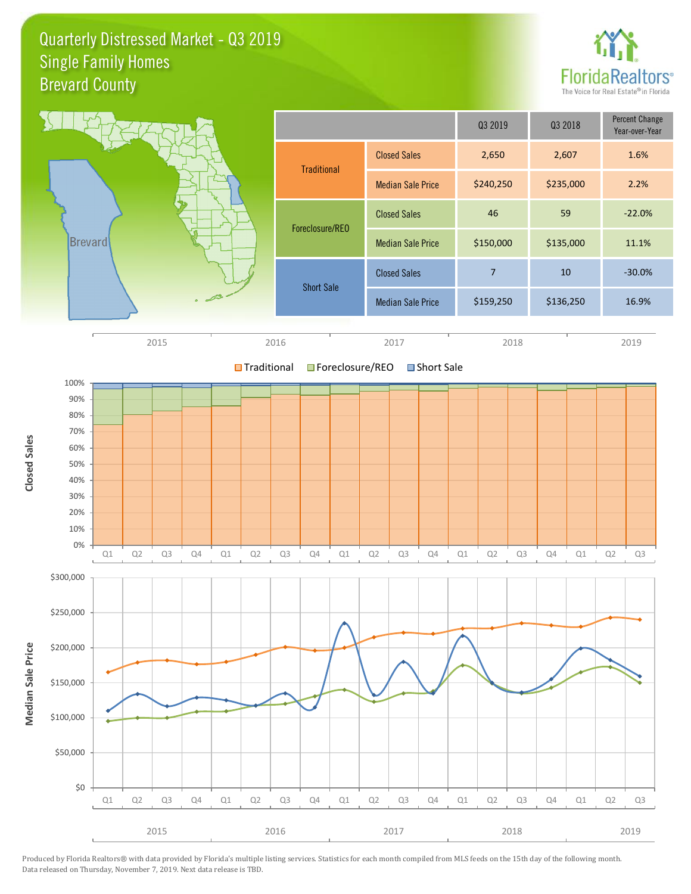# Quarterly Distressed Market - Q3 2019
## Single Family Homes
## Brevard County

FloridaRealtors®
The Voice for Real Estate® in Florida

Brevard

| | | Q3 2019 | Q3 2018 | Percent Change Year-over-Year |
|---|---|---|---|---|
| Traditional | Closed Sales | 2,650 | 2,607 | 1.6% |
| | Median Sale Price | $240,250 | $235,000 | 2.2% |
| Foreclosure/REO | Closed Sales | 46 | 59 | -22.0% |
| | Median Sale Price | $150,000 | $135,000 | 11.1% |
| Short Sale | Closed Sales | 7 | 10 | -30.0% |
| | Median Sale Price | $159,250 | $136,250 | 16.9% |

2015 2016 2017 2018 2019

Traditional Foreclosure/REO Short Sale

Closed Sales

100% 90% 80% 70% 60% 50% 40% 30% 20% 10% 0%

Q1 Q2 Q3 Q4 Q1 Q2 Q3 Q4 Q1 Q2 Q3 Q4 Q1 Q2 Q3 Q4 Q1 Q2 Q3

Median Sale Price

$300,000 $250,000 $200,000 $150,000 $100,000 $50,000 $0

Q1 Q2 Q3 Q4 Q1 Q2 Q3 Q4 Q1 Q2 Q3 Q4 Q1 Q2 Q3 Q4 Q1 Q2 Q3

2015 2016 2017 2018 2019

Produced by Florida Realtors® with data provided by Florida's multiple listing services. Statistics for each month compiled from MLS feeds on the 15th day of the following month. Data released on Thursday, November 7, 2019. Next data release is TBD.